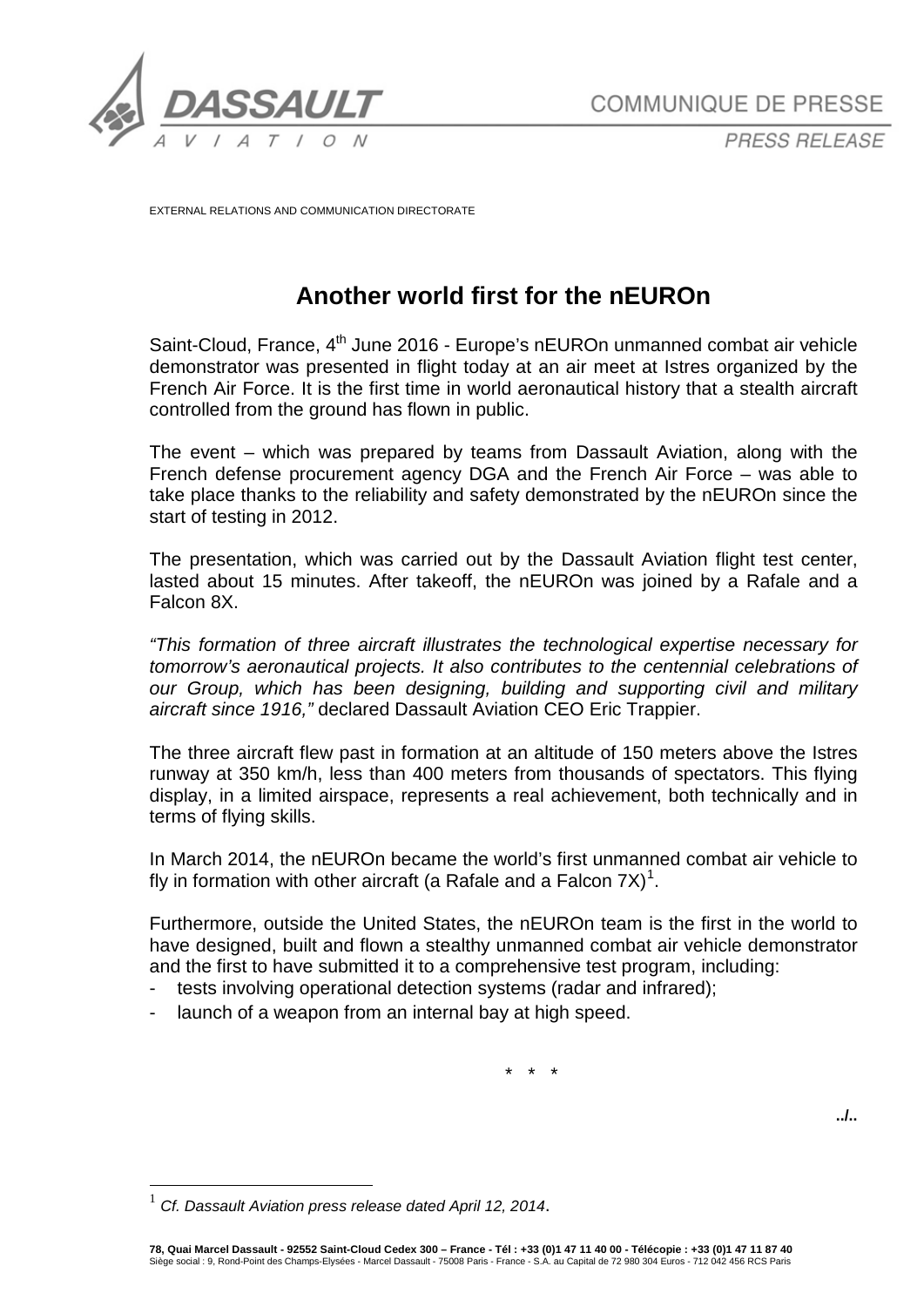COMMUNIQUE DE PRESSE

PRESS RELEASE

EXTERNAL RELATIONS AND COMMUNICATION DIRECTORATE

# Another world first for the nEUROn

Saint-Cloud, France, 4th June 2016 - Europe's nEUROn unmanned combat air vehicle demonstrator was presented in flight today at an air meet at Istres organized by the French Air Force. It is the first time in world aeronautical history that a stealth aircraft controlled from the ground has flown in public.

The event – which was prepared by teams from Dassault Aviation, along with the French defense procurement agency DGA and the French Air Force – was able to take place thanks to the reliability and safety demonstrated by the nEUROn since the start of testing in 2012.

The presentation, which was carried out by the Dassault Aviation flight test center, lasted about 15 minutes. After takeoff, the nEUROn was joined by a Rafale and a Falcon 8X.

*"This formation of three aircraft illustrates the technological expertise necessary for tomorrow's aeronautical projects. It also contributes to the centennial celebrations of our Group, which has been designing, building and supporting civil and military aircraft since 1916,"* declared Dassault Aviation CEO Eric Trappier.

The three aircraft flew past in formation at an altitude of 150 meters above the Istres runway at 350 km/h, less than 400 meters from thousands of spectators. This flying display, in a limited airspace, represents a real achievement, both technically and in terms of flying skills.

In March 2014, the nEUROn became the world's first unmanned combat air vehicle to fly in formation with other aircraft (a Rafale and a Falcon 7X)[1].

Furthermore, outside the United States, the nEUROn team is the first in the world to have designed, built and flown a stealthy unmanned combat air vehicle demonstrator and the first to have submitted it to a comprehensive test program, including:

- tests involving operational detection systems (radar and infrared);
- launch of a weapon from an internal bay at high speed.

\* \* \*

../..

[1] *Cf. Dassault Aviation press release dated April 12, 2014*.

**78, Quai Marcel Dassault - 92552 Saint-Cloud Cedex 300 – France - Tél : +33 (0)1 47 11 40 00 - Télécopie : +33 (0)1 47 11 87 40**
Siège social : 9, Rond-Point des Champs-Elysées - Marcel Dassault - 75008 Paris - France - S.A. au Capital de 72 980 304 Euros - 712 042 456 RCS Paris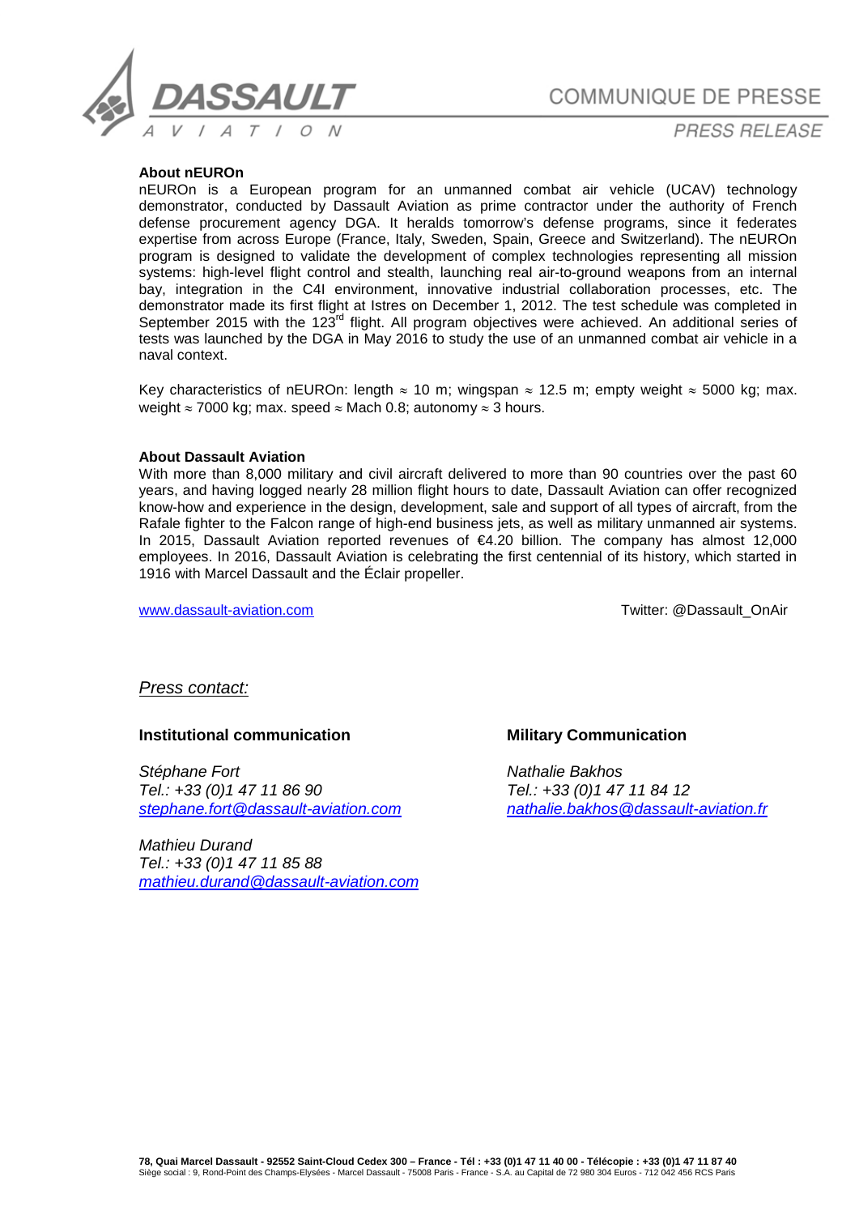**About nEUROn**

nEUROn is a European program for an unmanned combat air vehicle (UCAV) technology demonstrator, conducted by Dassault Aviation as prime contractor under the authority of French defense procurement agency DGA. It heralds tomorrow's defense programs, since it federates expertise from across Europe (France, Italy, Sweden, Spain, Greece and Switzerland). The nEUROn program is designed to validate the development of complex technologies representing all mission systems: high-level flight control and stealth, launching real air-to-ground weapons from an internal bay, integration in the C4I environment, innovative industrial collaboration processes, etc. The demonstrator made its first flight at Istres on December 1, 2012. The test schedule was completed in September 2015 with the 123rd flight. All program objectives were achieved. An additional series of tests was launched by the DGA in May 2016 to study the use of an unmanned combat air vehicle in a naval context.

Key characteristics of nEUROn: length ≈ 10 m; wingspan ≈ 12.5 m; empty weight ≈ 5000 kg; max. weight ≈ 7000 kg; max. speed ≈ Mach 0.8; autonomy ≈ 3 hours.

**About Dassault Aviation**

With more than 8,000 military and civil aircraft delivered to more than 90 countries over the past 60 years, and having logged nearly 28 million flight hours to date, Dassault Aviation can offer recognized know-how and experience in the design, development, sale and support of all types of aircraft, from the Rafale fighter to the Falcon range of high-end business jets, as well as military unmanned air systems. In 2015, Dassault Aviation reported revenues of €4.20 billion. The company has almost 12,000 employees. In 2016, Dassault Aviation is celebrating the first centennial of its history, which started in 1916 with Marcel Dassault and the Éclair propeller.

www.dassault-aviation.com

Twitter: @Dassault_OnAir

*Press contact:*

**Institutional communication**

*Stéphane Fort*
*Tel.: +33 (0)1 47 11 86 90*
*stephane.fort@dassault-aviation.com*

*Mathieu Durand*
*Tel.: +33 (0)1 47 11 85 88*
*mathieu.durand@dassault-aviation.com*

**Military Communication**

*Nathalie Bakhos*
*Tel.: +33 (0)1 47 11 84 12*
*nathalie.bakhos@dassault-aviation.fr*